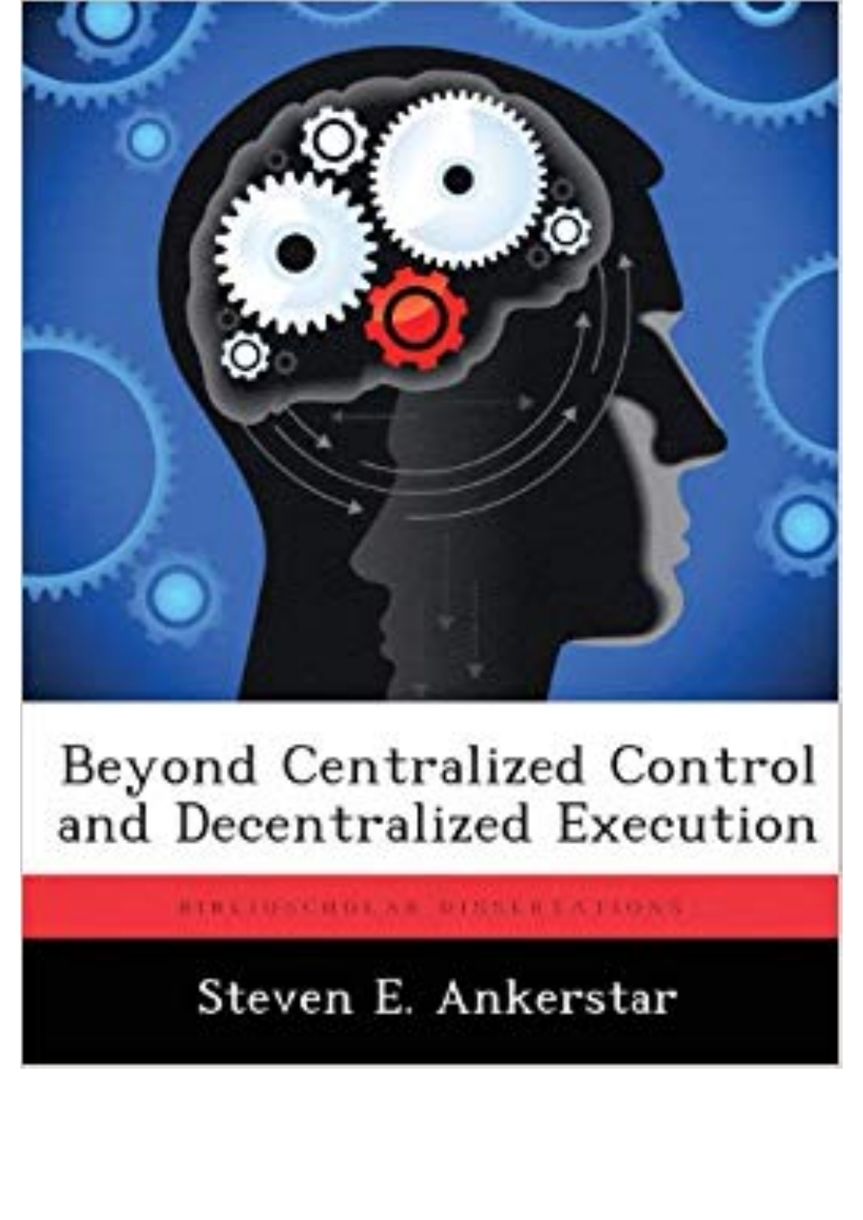# Beyond Centralized Control and Decentralized Execution

BIBLIOSCHOLAR DISSERTATIONS

Steven E. Ankerstar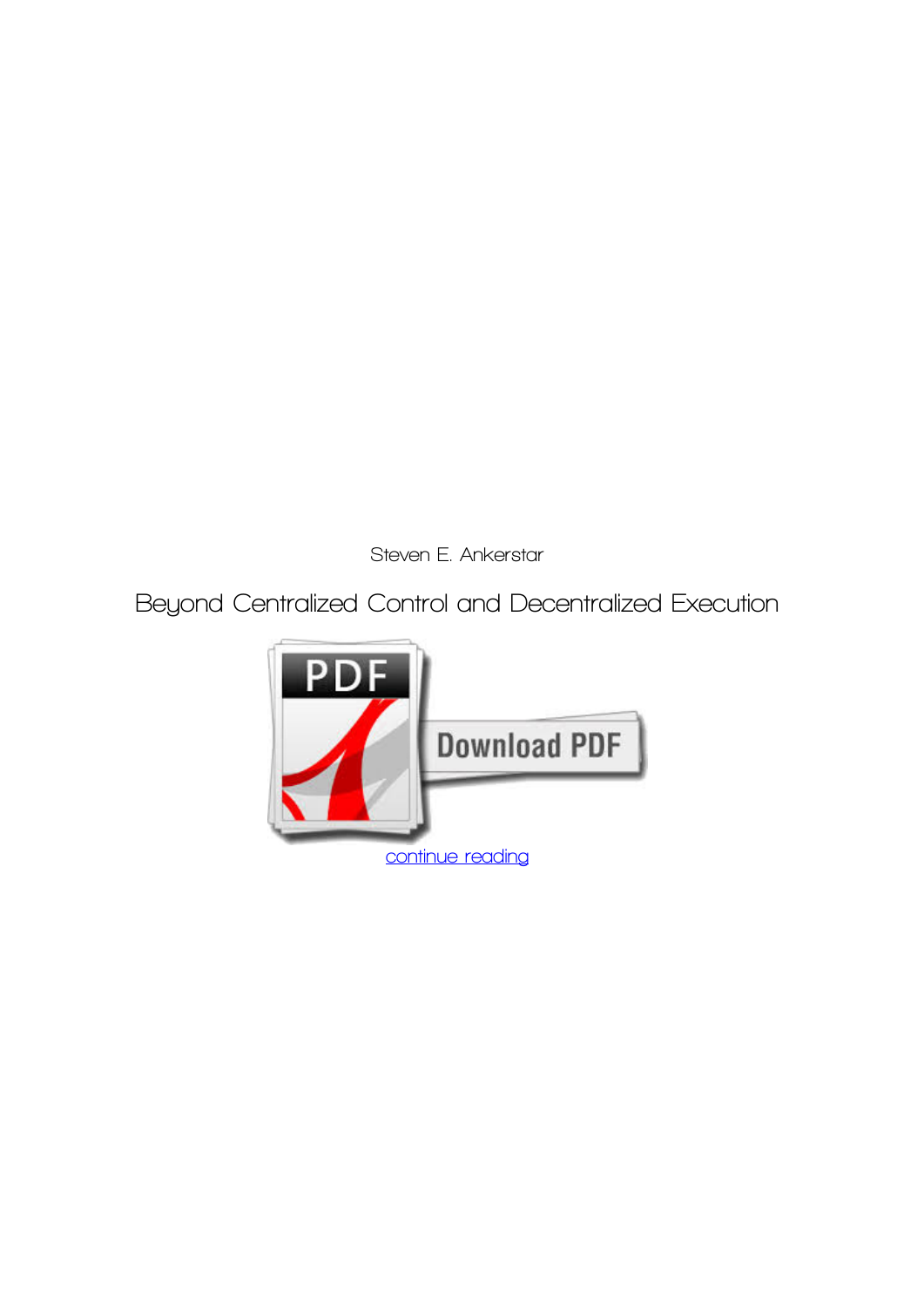Steven E. Ankerstar

# Beyond Centralized Control and Decentralized Execution

continue reading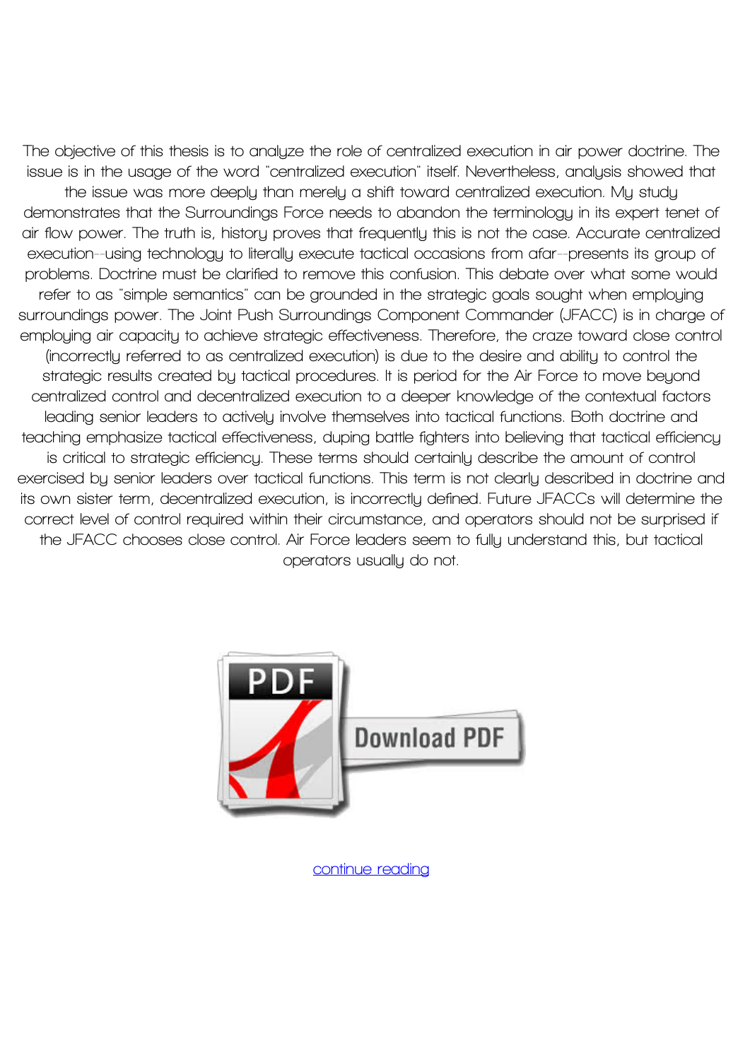The objective of this thesis is to analyze the role of centralized execution in air power doctrine. The issue is in the usage of the word "centralized execution" itself. Nevertheless, analysis showed that the issue was more deeply than merely a shift toward centralized execution. My study demonstrates that the Surroundings Force needs to abandon the terminology in its expert tenet of air flow power. The truth is, history proves that frequently this is not the case. Accurate centralized execution--using technology to literally execute tactical occasions from afar--presents its group of problems. Doctrine must be clarified to remove this confusion. This debate over what some would refer to as "simple semantics" can be grounded in the strategic goals sought when employing surroundings power. The Joint Push Surroundings Component Commander (JFACC) is in charge of employing air capacity to achieve strategic effectiveness. Therefore, the craze toward close control (incorrectly referred to as centralized execution) is due to the desire and ability to control the strategic results created by tactical procedures. It is period for the Air Force to move beyond centralized control and decentralized execution to a deeper knowledge of the contextual factors leading senior leaders to actively involve themselves into tactical functions. Both doctrine and teaching emphasize tactical effectiveness, duping battle fighters into believing that tactical efficiency is critical to strategic efficiency. These terms should certainly describe the amount of control exercised by senior leaders over tactical functions. This term is not clearly described in doctrine and its own sister term, decentralized execution, is incorrectly defined. Future JFACCs will determine the correct level of control required within their circumstance, and operators should not be surprised if the JFACC chooses close control. Air Force leaders seem to fully understand this, but tactical operators usually do not.

Download PDF

continue reading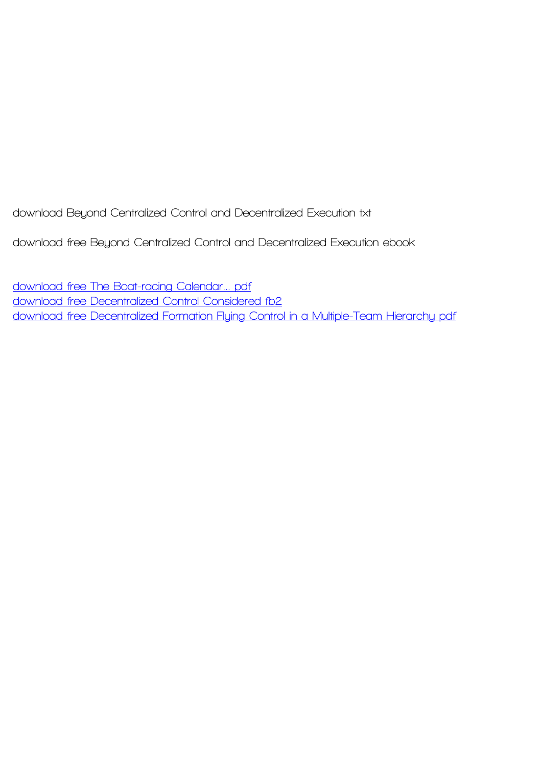download Beyond Centralized Control and Decentralized Execution txt

download free Beyond Centralized Control and Decentralized Execution ebook

download free The Boat-racing Calendar... pdf
download free Decentralized Control Considered fb2
download free Decentralized Formation Flying Control in a Multiple-Team Hierarchy pdf